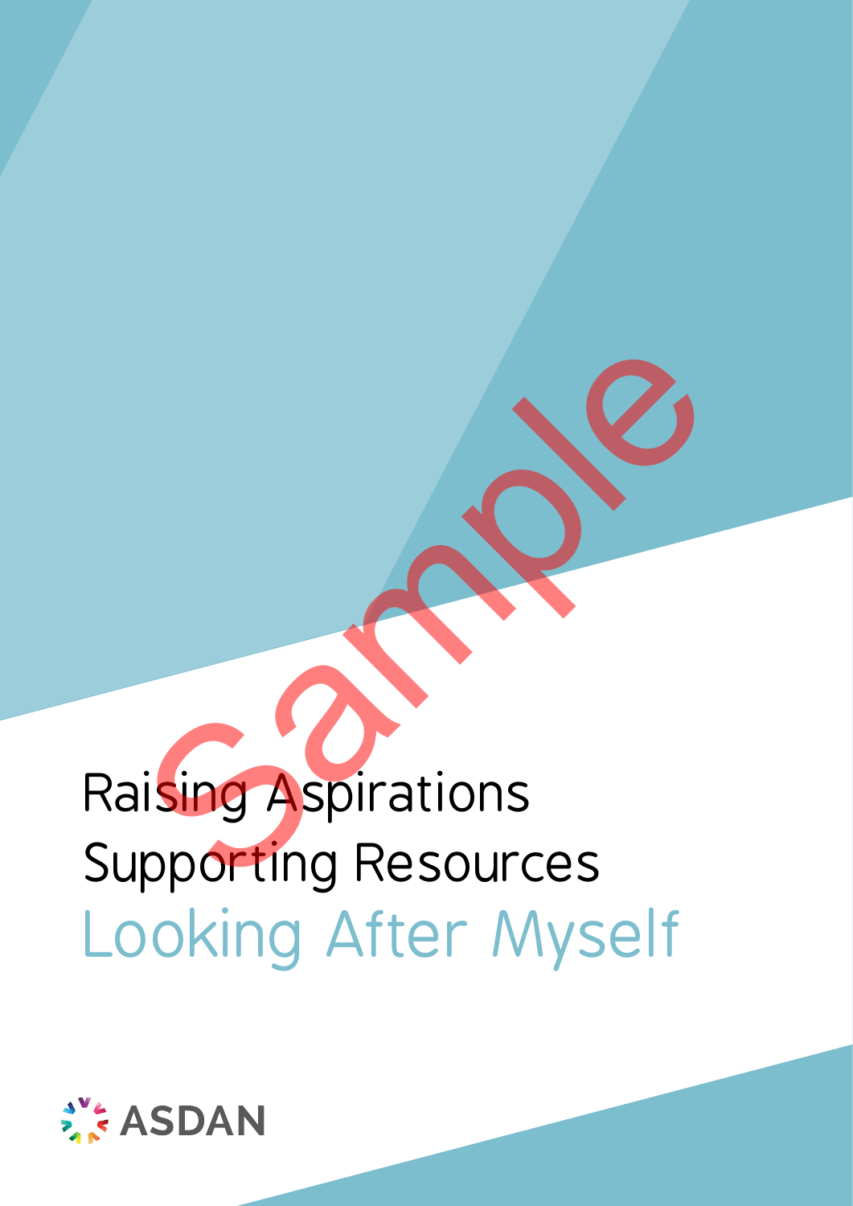# Raising Aspirations Supporting Resources

## Looking After Myself

ASDAN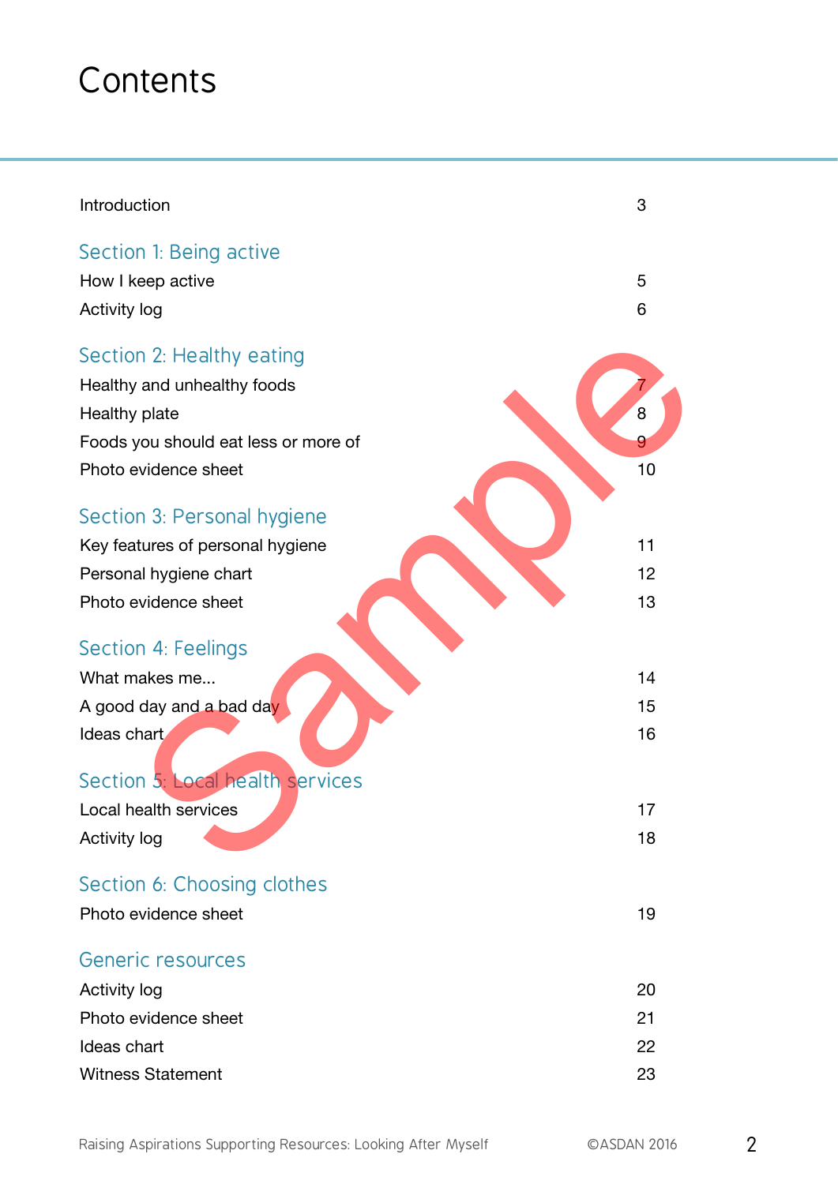# Contents

| | |
|---|---|
| Introduction | 3 |
| **Section 1: Being active** | |
| How I keep active | 5 |
| Activity log | 6 |
| **Section 2: Healthy eating** | |
| Healthy and unhealthy foods | 7 |
| Healthy plate | 8 |
| Foods you should eat less or more of | 9 |
| Photo evidence sheet | 10 |
| **Section 3: Personal hygiene** | |
| Key features of personal hygiene | 11 |
| Personal hygiene chart | 12 |
| Photo evidence sheet | 13 |
| **Section 4: Feelings** | |
| What makes me... | 14 |
| A good day and a bad day | 15 |
| Ideas chart | 16 |
| **Section 5: Local health services** | |
| Local health services | 17 |
| Activity log | 18 |
| **Section 6: Choosing clothes** | |
| Photo evidence sheet | 19 |
| **Generic resources** | |
| Activity log | 20 |
| Photo evidence sheet | 21 |
| Ideas chart | 22 |
| Witness Statement | 23 |

Sample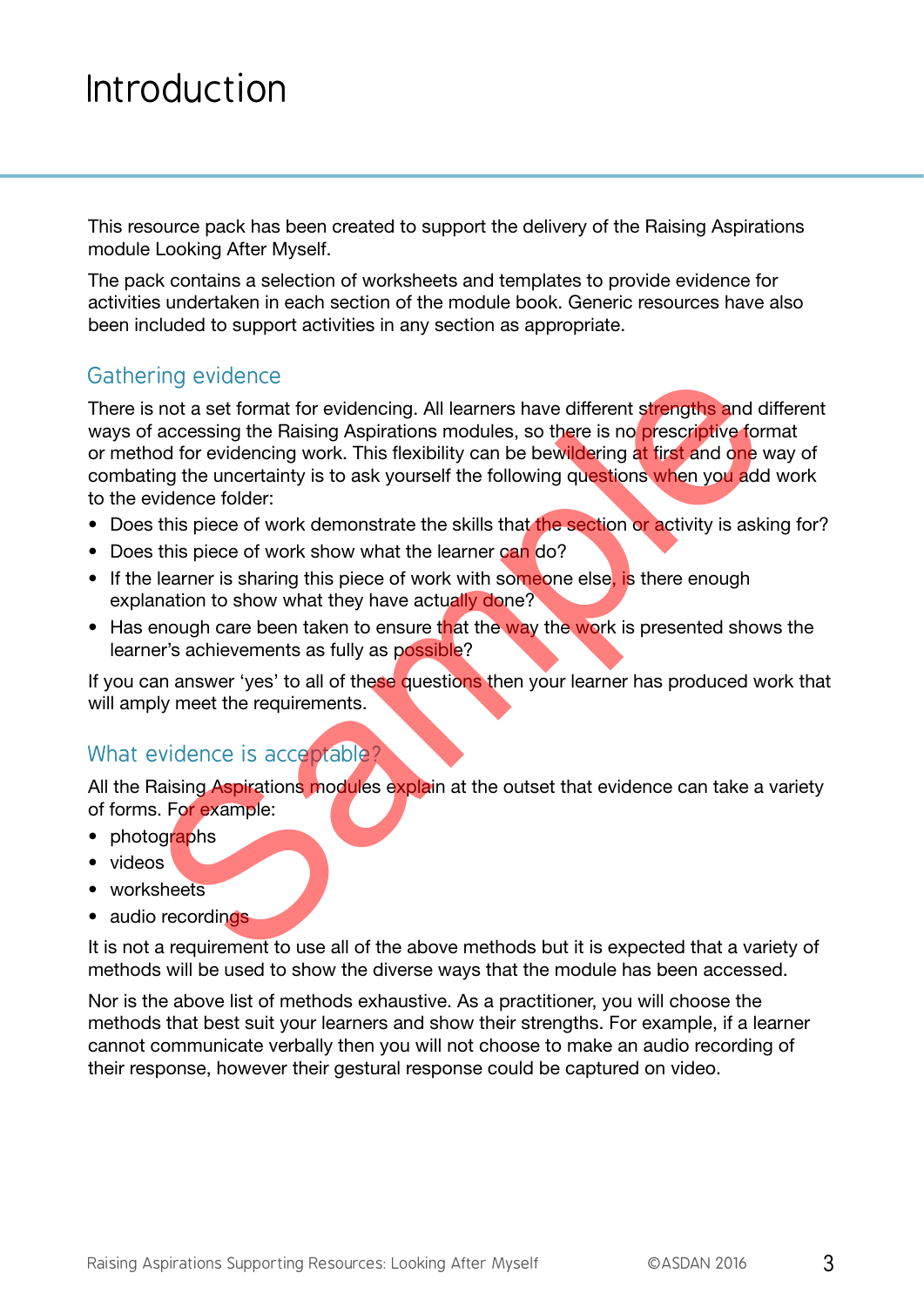# Introduction

This resource pack has been created to support the delivery of the Raising Aspirations module Looking After Myself.

The pack contains a selection of worksheets and templates to provide evidence for activities undertaken in each section of the module book. Generic resources have also been included to support activities in any section as appropriate.

## Gathering evidence

There is not a set format for evidencing. All learners have different strengths and different ways of accessing the Raising Aspirations modules, so there is no prescriptive format or method for evidencing work. This flexibility can be bewildering at first and one way of combating the uncertainty is to ask yourself the following questions when you add work to the evidence folder:

- Does this piece of work demonstrate the skills that the section or activity is asking for?
- Does this piece of work show what the learner can do?
- If the learner is sharing this piece of work with someone else, is there enough explanation to show what they have actually done?
- Has enough care been taken to ensure that the way the work is presented shows the learner's achievements as fully as possible?

If you can answer 'yes' to all of these questions then your learner has produced work that will amply meet the requirements.

## What evidence is acceptable?

All the Raising Aspirations modules explain at the outset that evidence can take a variety of forms. For example:

- photographs
- videos
- worksheets
- audio recordings

It is not a requirement to use all of the above methods but it is expected that a variety of methods will be used to show the diverse ways that the module has been accessed.

Nor is the above list of methods exhaustive. As a practitioner, you will choose the methods that best suit your learners and show their strengths. For example, if a learner cannot communicate verbally then you will not choose to make an audio recording of their response, however their gestural response could be captured on video.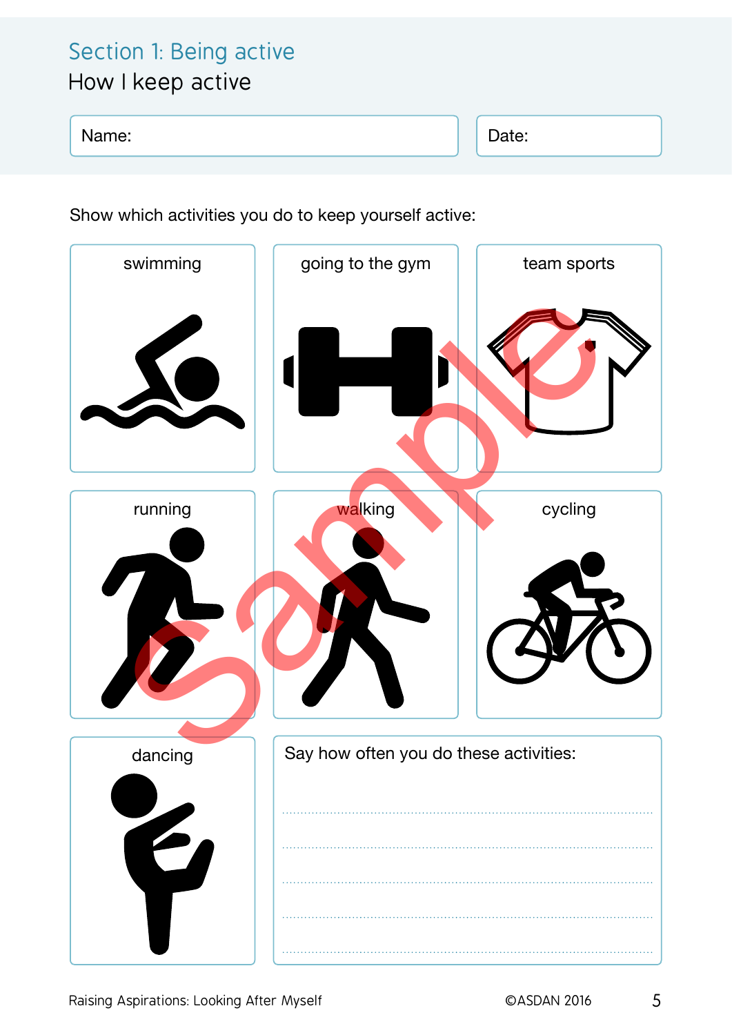## Section 1: Being active

### How I keep active

Name: | Date:

Show which activities you do to keep yourself active:

| swimming | going to the gym | team sports |
|---|---|---|
| **running** | **walking** | **cycling** |
| **dancing** | **Say how often you do these activities:** | |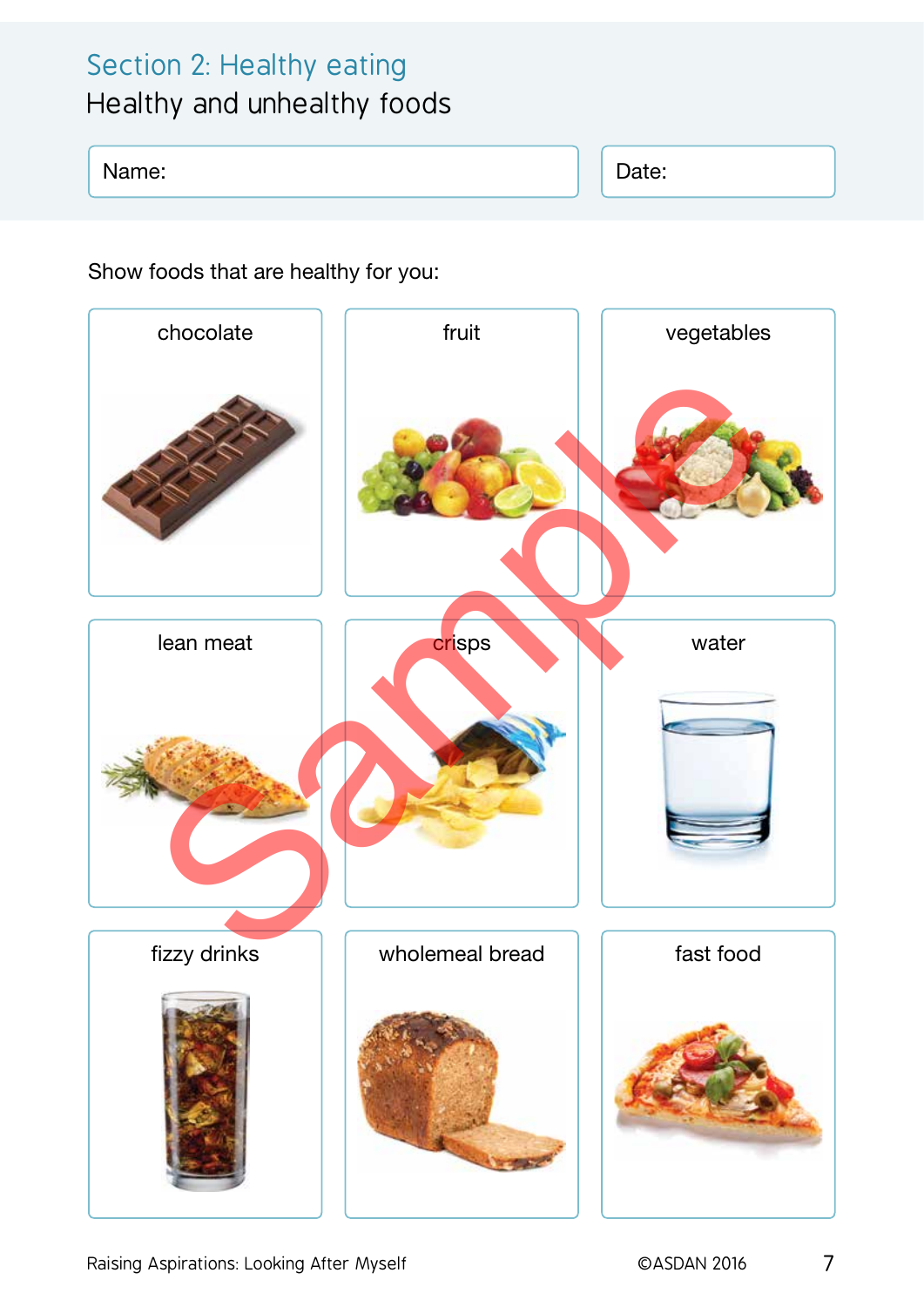## Section 2: Healthy eating

### Healthy and unhealthy foods

| Name: | Date: |
|---|---|

Show foods that are healthy for you:

| chocolate | fruit | vegetables |
|---|---|---|
| lean meat | crisps | water |
| fizzy drinks | wholemeal bread | fast food |

Sample

Raising Aspirations: Looking After Myself ©ASDAN 2016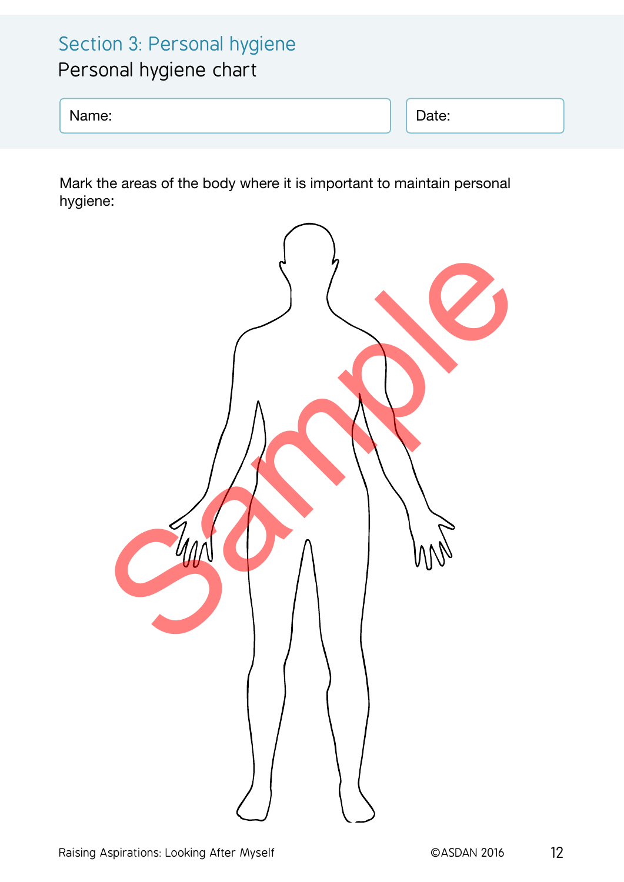## Section 3: Personal hygiene

### Personal hygiene chart

Name:

Date:

Mark the areas of the body where it is important to maintain personal hygiene: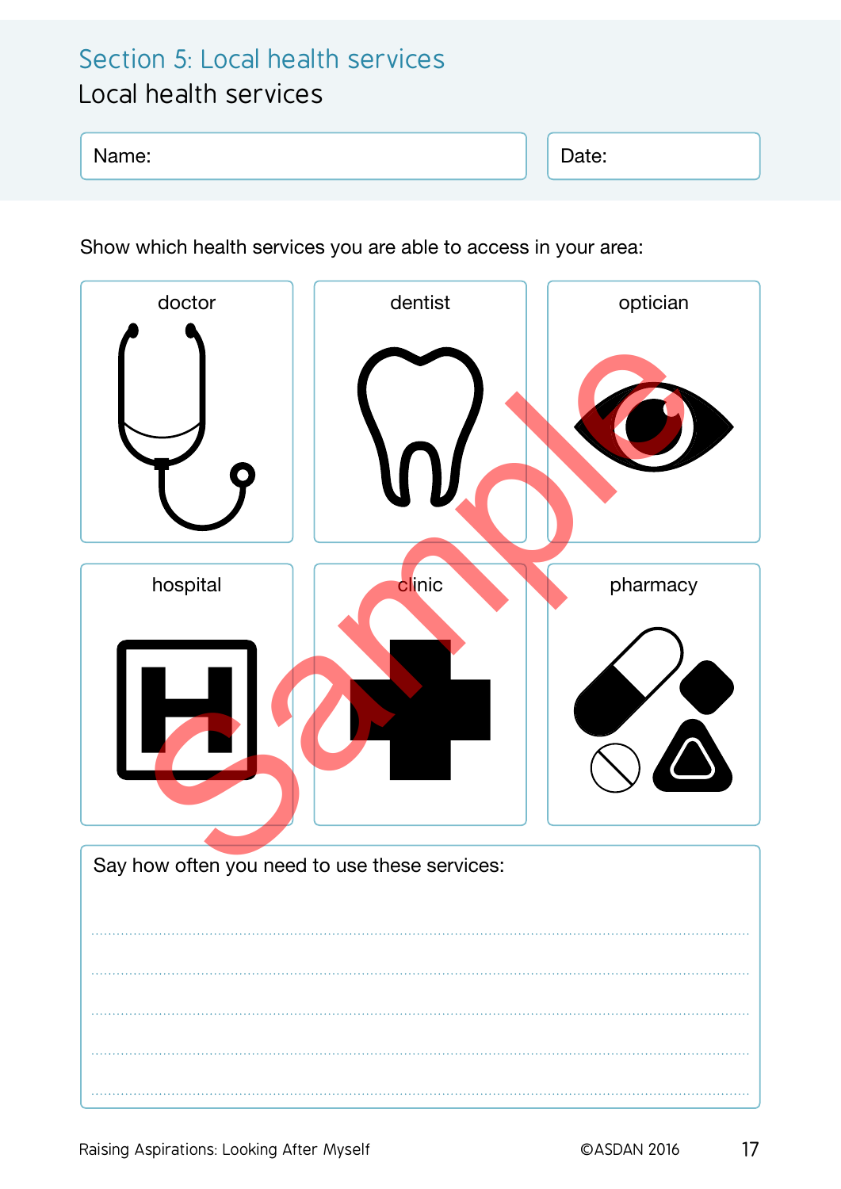## Section 5: Local health services

### Local health services

Name: | Date:

Show which health services you are able to access in your area:

| doctor | dentist | optician |
| --- | --- | --- |
| hospital | clinic | pharmacy |

Say how often you need to use these services:

...................................................................................................................

...................................................................................................................

...................................................................................................................

...................................................................................................................

...................................................................................................................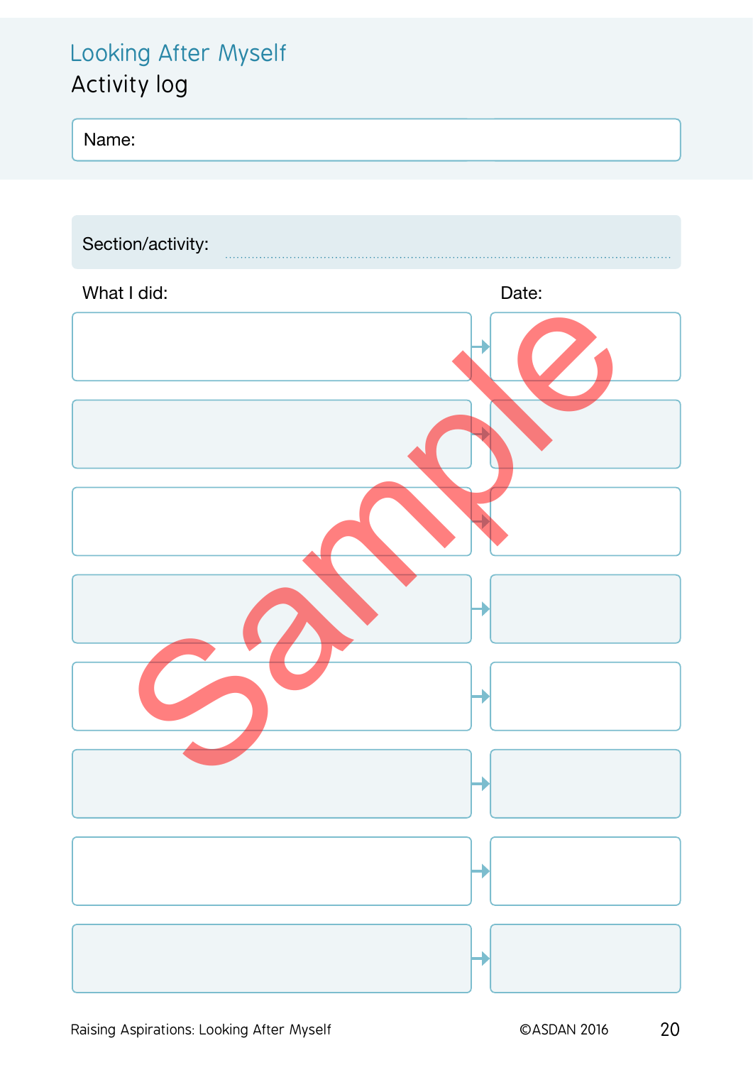# Looking After Myself

## Activity log

Name:

Section/activity: ..............................................................

| What I did: | Date: |
|---|---|
| | |
| | |
| | |
| | |
| | |
| | |
| | |
| | |

Sample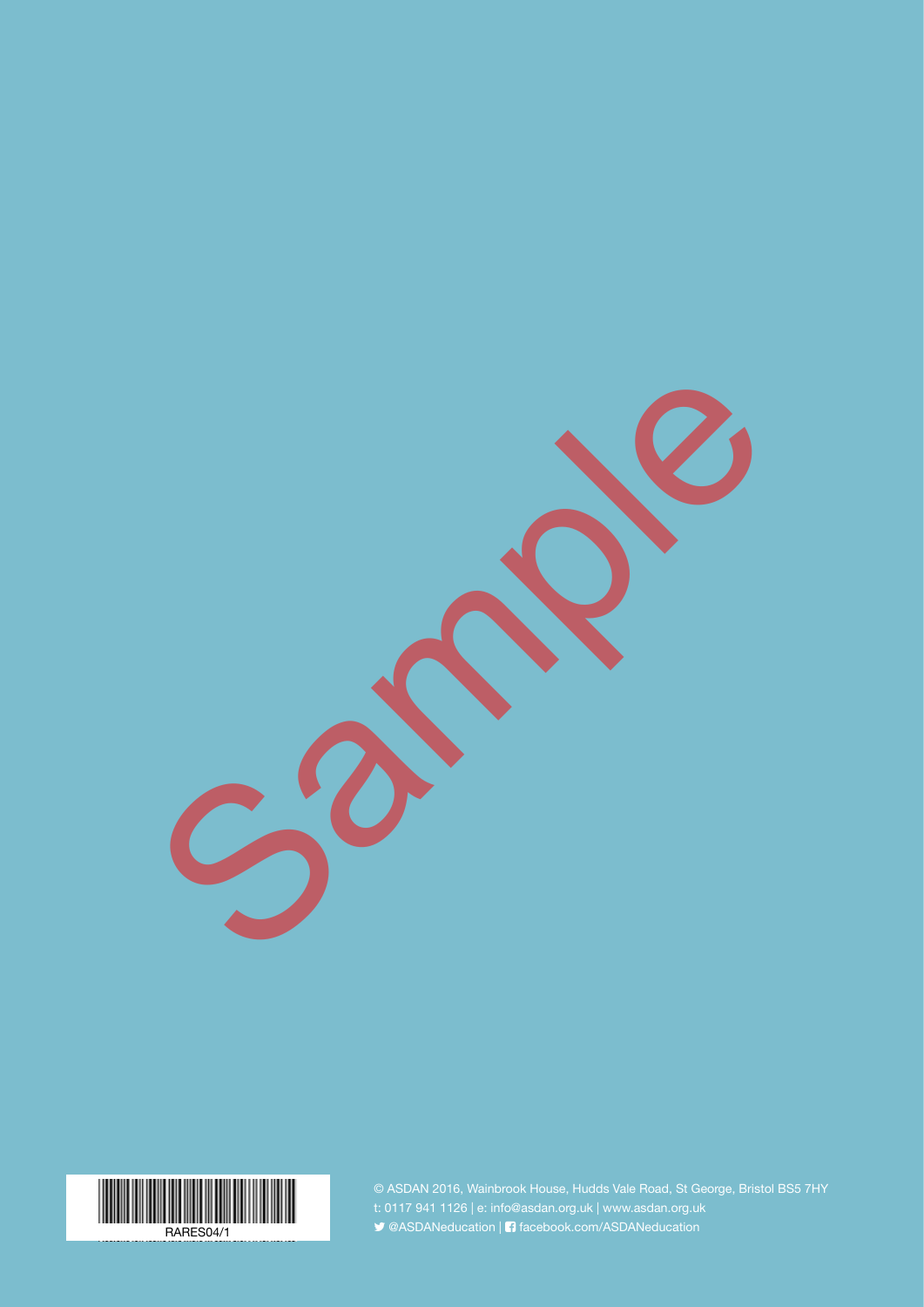Sample

RARES04/1

© ASDAN 2016, Wainbrook House, Hudds Vale Road, St George, Bristol BS5 7HY
t: 0117 941 1126 | e: info@asdan.org.uk | www.asdan.org.uk
@ASDANeducation | facebook.com/ASDANeducation